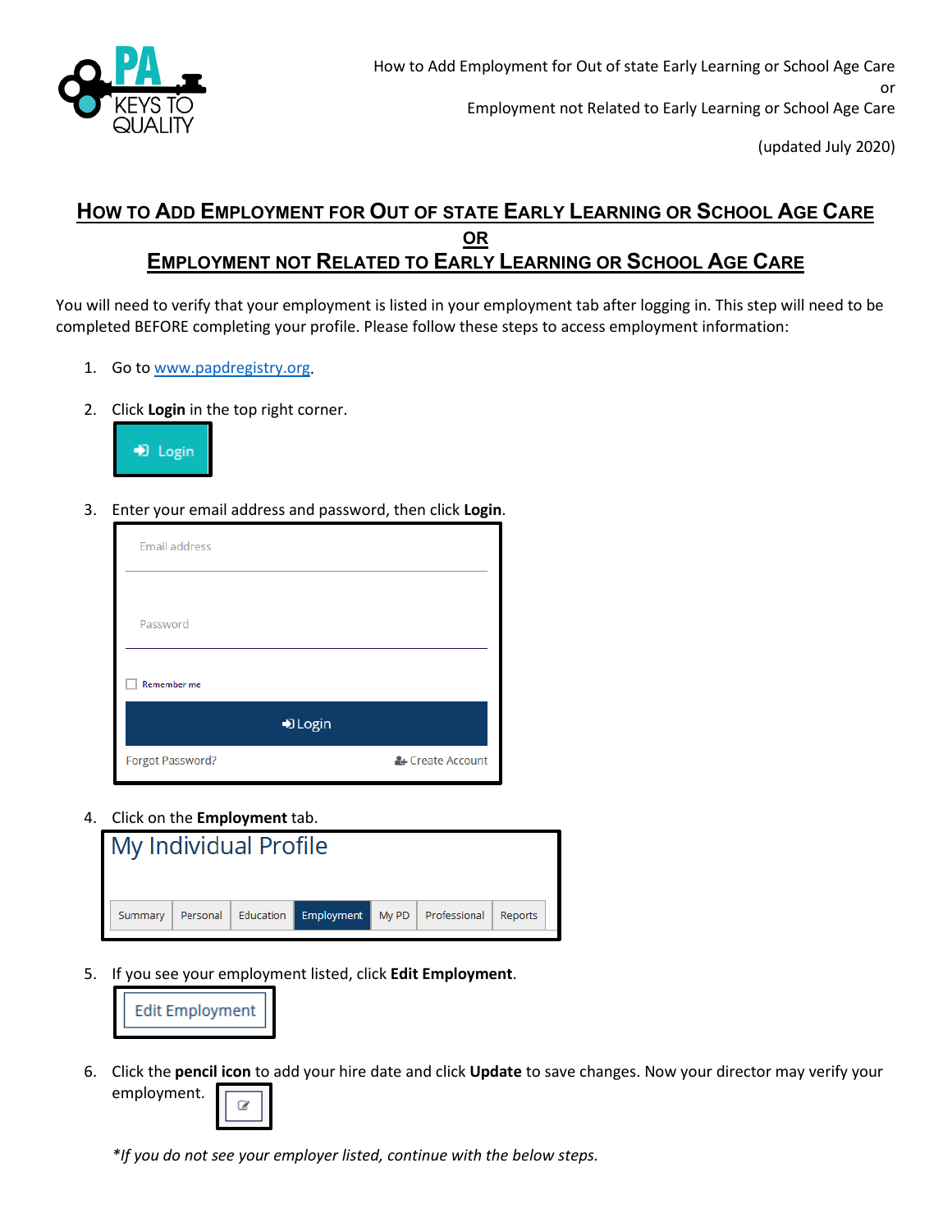# How to Add Employment for Out of state Early Learning or School Age Care

# OR

# Employment not Related to Early Learning or School Age Care

You will need to verify that your employment is listed in your employment tab after logging in. This step will need to be completed BEFORE completing your profile. Please follow these steps to access employment information:

1. Go to www.papdregistry.org.
2. Click **Login** in the top right corner.

   Login

3. Enter your email address and password, then click **Login**.

   Email address

   Password

   Remember me

   Login

   Forgot Password? Create Account

4. Click on the **Employment** tab.

   My Individual Profile

   Summary | Personal | Education | Employment | My PD | Professional | Reports

5. If you see your employment listed, click **Edit Employment**.

   Edit Employment

6. Click the **pencil icon** to add your hire date and click **Update** to save changes. Now your director may verify your employment.

*\*If you do not see your employer listed, continue with the below steps.*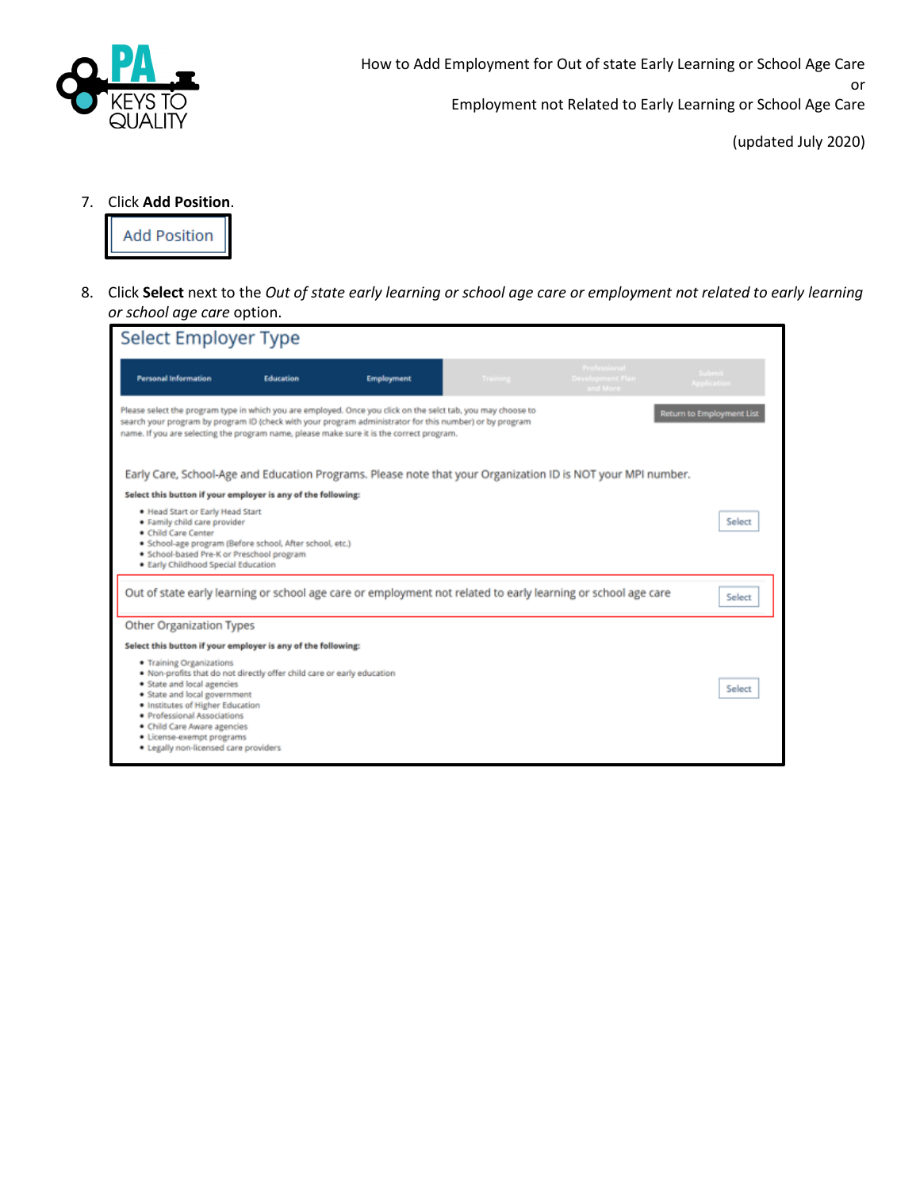7. Click **Add Position**.

Add Position

8. Click **Select** next to the *Out of state early learning or school age care or employment not related to early learning or school age care* option.

Select Employer Type

Personal Information | Education | Employment | Training | Professional Development Plan and More | Submit Application

Please select the program type in which you are employed. Once you click on the selct tab, you may choose to search your program by program ID (check with your program administrator for this number) or by program name. If you are selecting the program name, please make sure it is the correct program.

Return to Employment List

Early Care, School-Age and Education Programs. Please note that your Organization ID is NOT your MPI number.

**Select this button if your employer is any of the following:**

- Head Start or Early Head Start
- Family child care provider
- Child Care Center
- School-age program (Before school, After school, etc.)
- School-based Pre-K or Preschool program
- Early Childhood Special Education

Select

Out of state early learning or school age care or employment not related to early learning or school age care

Select

Other Organization Types

**Select this button if your employer is any of the following:**

- Training Organizations
- Non-profits that do not directly offer child care or early education
- State and local agencies
- State and local government
- Institutes of Higher Education
- Professional Associations
- Child Care Aware agencies
- License-exempt programs
- Legally non-licensed care providers

Select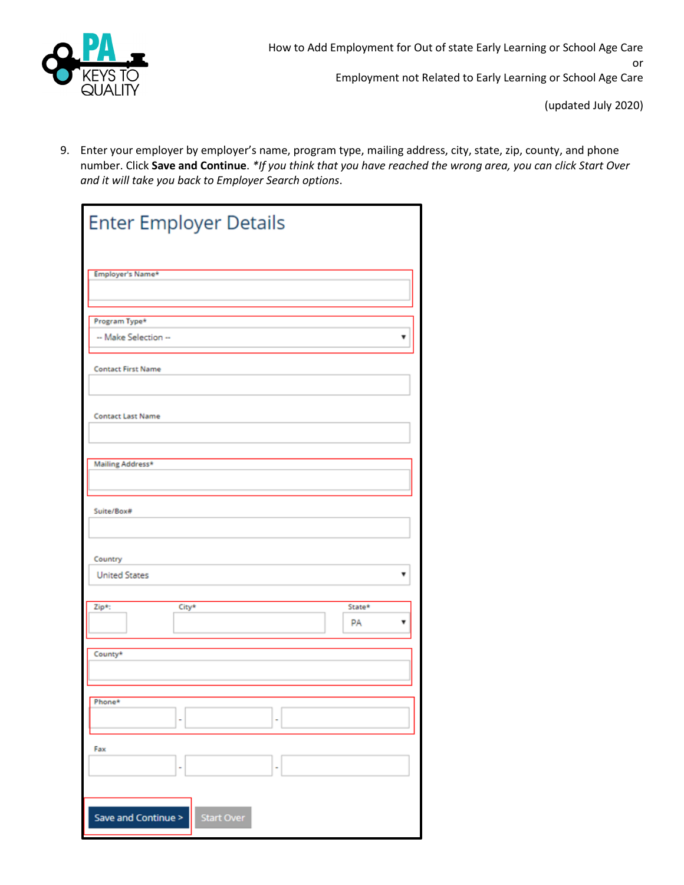9. Enter your employer by employer's name, program type, mailing address, city, state, zip, county, and phone number. Click **Save and Continue**. *\*If you think that you have reached the wrong area, you can click Start Over and it will take you back to Employer Search options*.

## Enter Employer Details

Employer's Name*

Program Type*

-- Make Selection --

Contact First Name

Contact Last Name

Mailing Address*

Suite/Box#

Country

United States

Zip*: City* State*

PA

County*

Phone*

Fax

Save and Continue > Start Over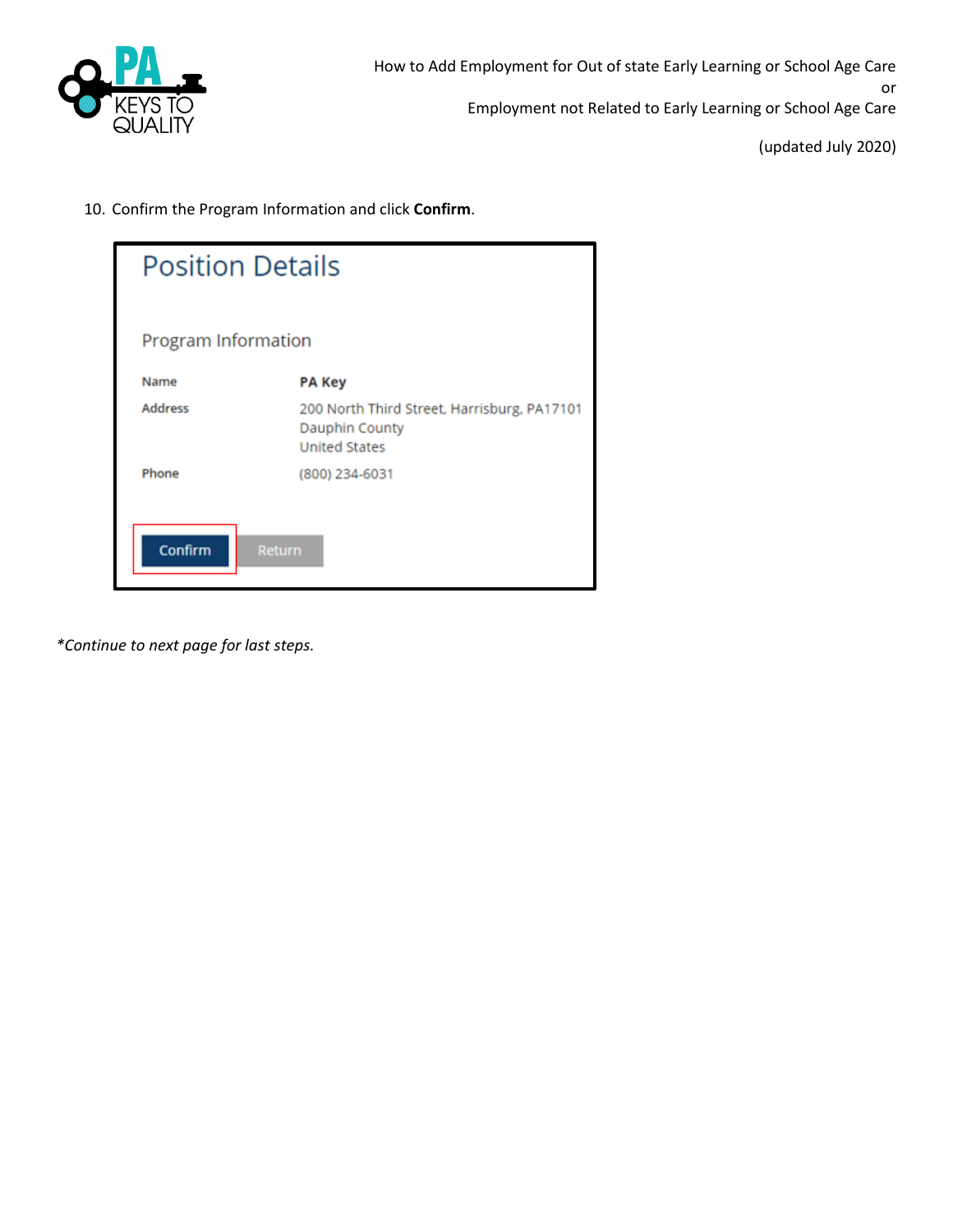10. Confirm the Program Information and click **Confirm**.

## Position Details

### Program Information

| | |
|---|---|
| Name | **PA Key** |
| Address | 200 North Third Street, Harrisburg, PA17101<br>Dauphin County<br>United States |
| Phone | (800) 234-6031 |

Confirm Return

*\*Continue to next page for last steps.*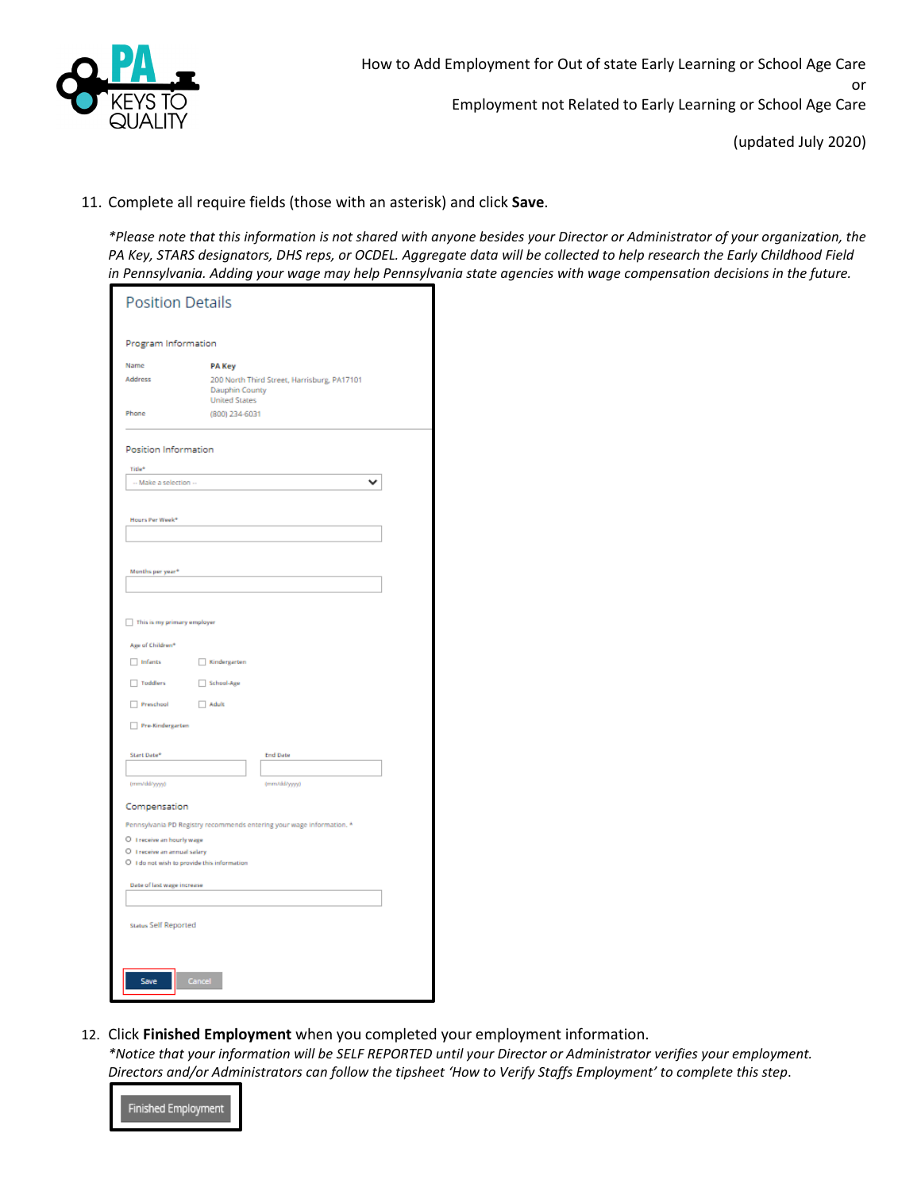11. Complete all require fields (those with an asterisk) and click **Save**.

*\*Please note that this information is not shared with anyone besides your Director or Administrator of your organization, the PA Key, STARS designators, DHS reps, or OCDEL. Aggregate data will be collected to help research the Early Childhood Field in Pennsylvania. Adding your wage may help Pennsylvania state agencies with wage compensation decisions in the future.*

Position Details

Program Information

Name PA Key

Address 200 North Third Street, Harrisburg, PA17101
Dauphin County
United States

Phone (800) 234-6031

Position Information

Title*
-- Make a selection --

Hours Per Week*

Months per year*

This is my primary employer

Age of Children*

Infants
Kindergarten
Toddlers
School-Age
Preschool
Adult
Pre-Kindergarten

Start Date* (mm/dd/yyyy)

End Date (mm/dd/yyyy)

Compensation

Pennsylvania PD Registry recommends entering your wage information. *

I receive an hourly wage
I receive an annual salary
I do not wish to provide this information

Date of last wage increase

Status Self Reported

Save Cancel

12. Click **Finished Employment** when you completed your employment information.
*\*Notice that your information will be SELF REPORTED until your Director or Administrator verifies your employment. Directors and/or Administrators can follow the tipsheet 'How to Verify Staffs Employment' to complete this step.*

Finished Employment